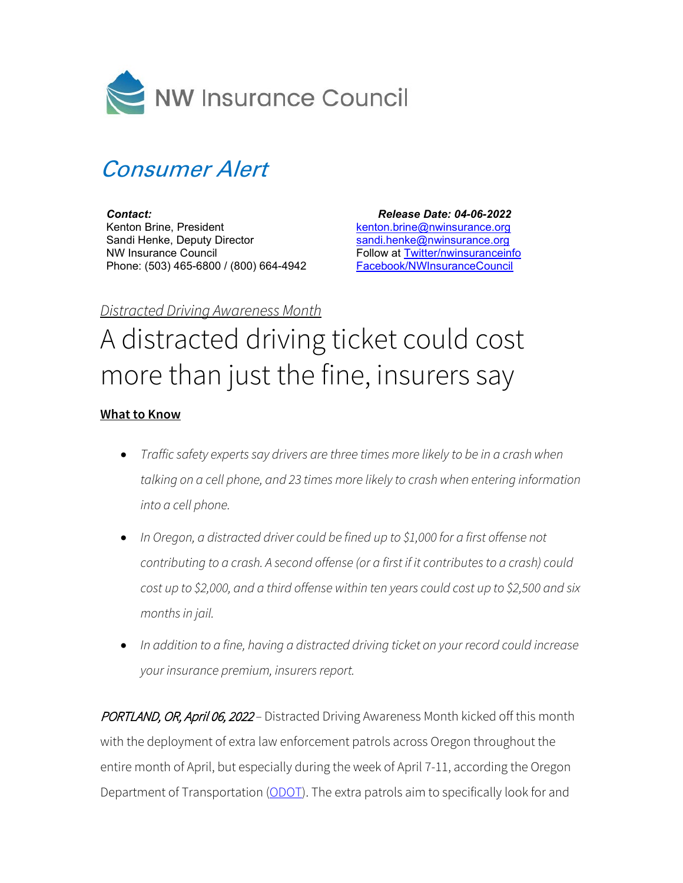NW Insurance Council

# *Consumer Alert*

***Contact:***
Kenton Brine, President
Sandi Henke, Deputy Director
NW Insurance Council
Phone: (503) 465-6800 / (800) 664-4942

***Release Date: 04-06-2022***
kenton.brine@nwinsurance.org
sandi.henke@nwinsurance.org
Follow at Twitter/nwinsuranceinfo
Facebook/NWInsuranceCouncil

*Distracted Driving Awareness Month*

# A distracted driving ticket could cost more than just the fine, insurers say

**What to Know**

- *Traffic safety experts say drivers are three times more likely to be in a crash when talking on a cell phone, and 23 times more likely to crash when entering information into a cell phone.*
- *In Oregon, a distracted driver could be fined up to $1,000 for a first offense not contributing to a crash. A second offense (or a first if it contributes to a crash) could cost up to $2,000, and a third offense within ten years could cost up to $2,500 and six months in jail.*
- *In addition to a fine, having a distracted driving ticket on your record could increase your insurance premium, insurers report.*

*PORTLAND, OR, April 06, 2022* – Distracted Driving Awareness Month kicked off this month with the deployment of extra law enforcement patrols across Oregon throughout the entire month of April, but especially during the week of April 7-11, according the Oregon Department of Transportation (ODOT). The extra patrols aim to specifically look for and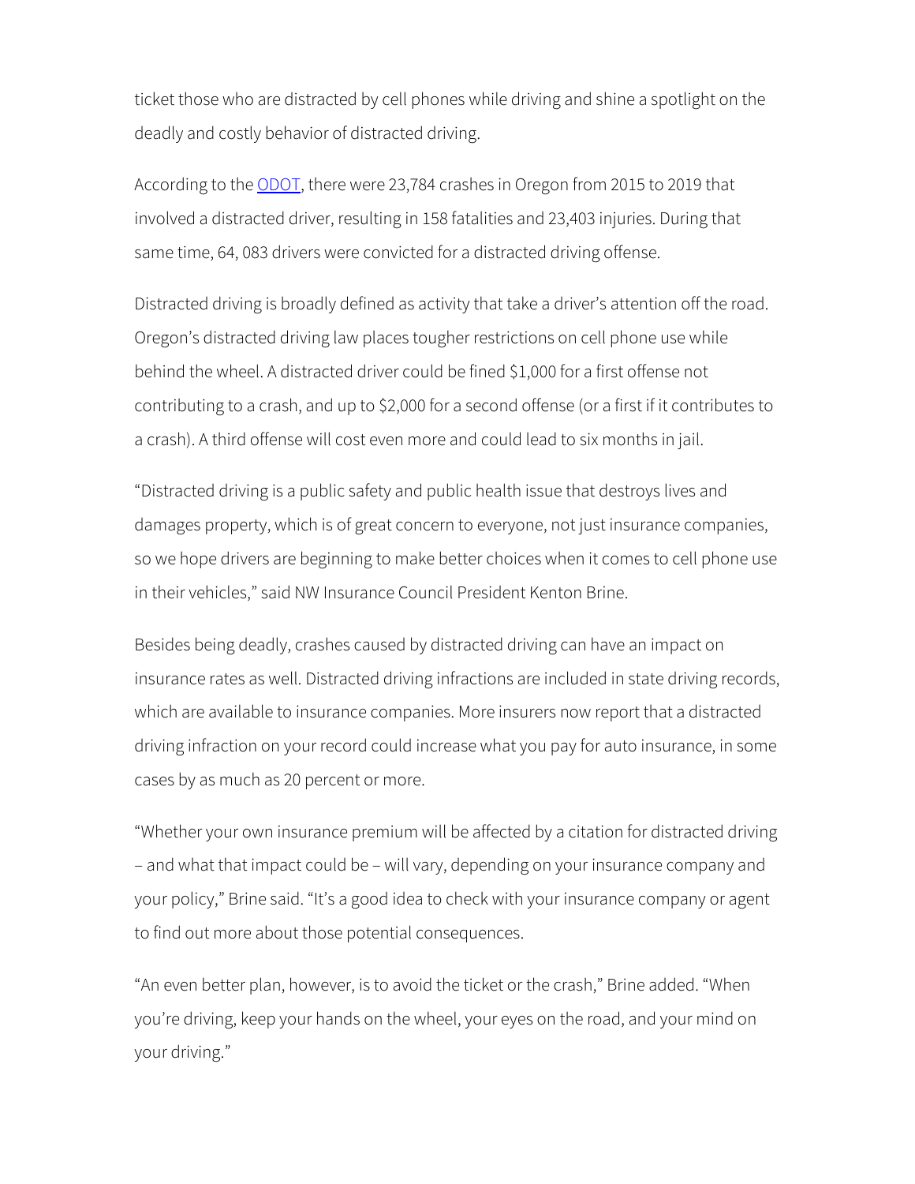ticket those who are distracted by cell phones while driving and shine a spotlight on the deadly and costly behavior of distracted driving.

According to the [ODOT](), there were 23,784 crashes in Oregon from 2015 to 2019 that involved a distracted driver, resulting in 158 fatalities and 23,403 injuries. During that same time, 64, 083 drivers were convicted for a distracted driving offense.

Distracted driving is broadly defined as activity that take a driver's attention off the road. Oregon's distracted driving law places tougher restrictions on cell phone use while behind the wheel. A distracted driver could be fined $1,000 for a first offense not contributing to a crash, and up to $2,000 for a second offense (or a first if it contributes to a crash). A third offense will cost even more and could lead to six months in jail.

"Distracted driving is a public safety and public health issue that destroys lives and damages property, which is of great concern to everyone, not just insurance companies, so we hope drivers are beginning to make better choices when it comes to cell phone use in their vehicles," said NW Insurance Council President Kenton Brine.

Besides being deadly, crashes caused by distracted driving can have an impact on insurance rates as well. Distracted driving infractions are included in state driving records, which are available to insurance companies. More insurers now report that a distracted driving infraction on your record could increase what you pay for auto insurance, in some cases by as much as 20 percent or more.

"Whether your own insurance premium will be affected by a citation for distracted driving – and what that impact could be – will vary, depending on your insurance company and your policy," Brine said. "It's a good idea to check with your insurance company or agent to find out more about those potential consequences.

"An even better plan, however, is to avoid the ticket or the crash," Brine added. "When you're driving, keep your hands on the wheel, your eyes on the road, and your mind on your driving."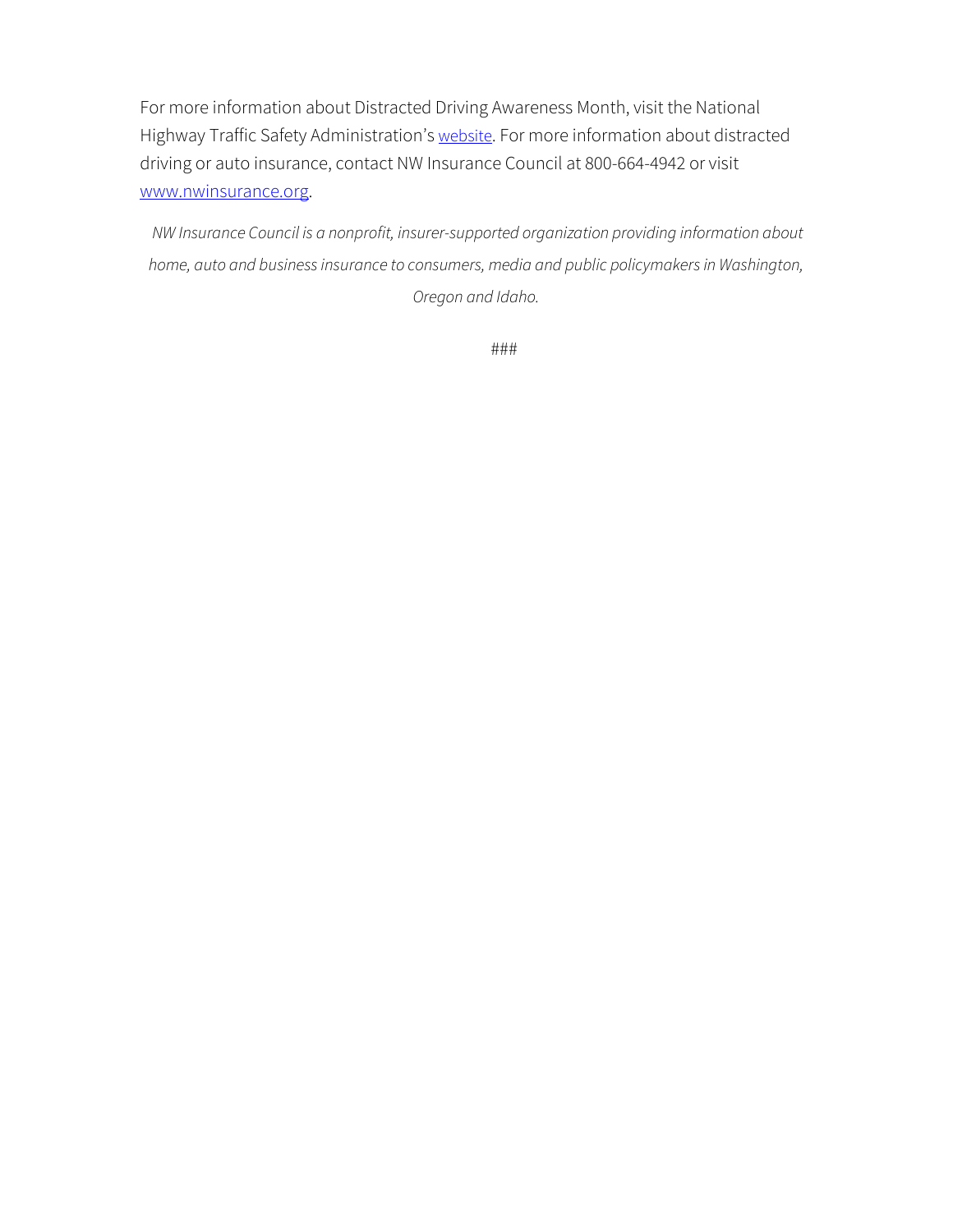For more information about Distracted Driving Awareness Month, visit the National Highway Traffic Safety Administration's website. For more information about distracted driving or auto insurance, contact NW Insurance Council at 800-664-4942 or visit www.nwinsurance.org.

*NW Insurance Council is a nonprofit, insurer-supported organization providing information about home, auto and business insurance to consumers, media and public policymakers in Washington, Oregon and Idaho.*

###